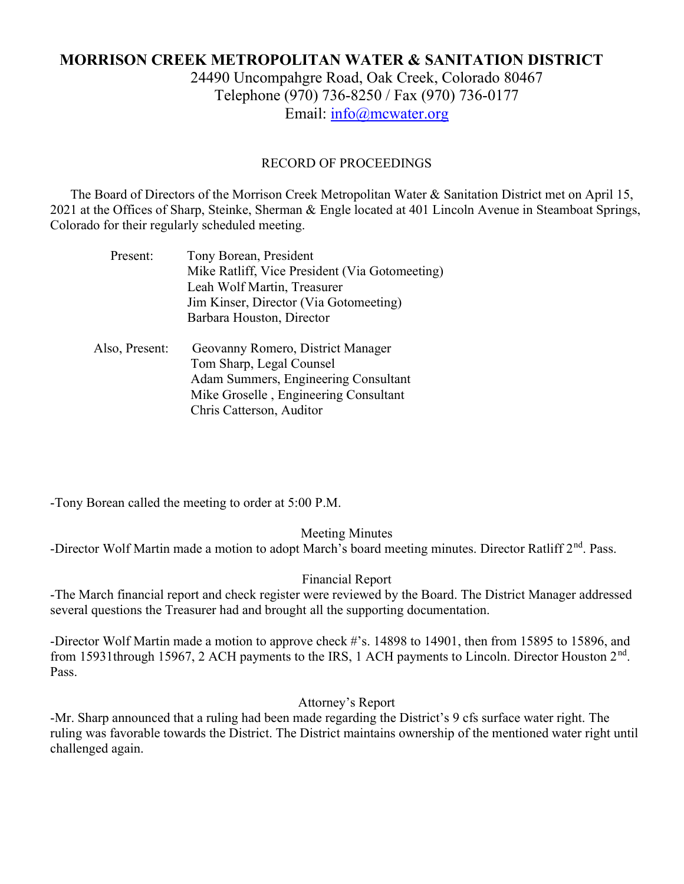# MORRISON CREEK METROPOLITAN WATER & SANITATION DISTRICT

24490 Uncompahgre Road, Oak Creek, Colorado 80467
Telephone (970) 736-8250 / Fax (970) 736-0177
Email: info@mcwater.org

RECORD OF PROCEEDINGS

The Board of Directors of the Morrison Creek Metropolitan Water & Sanitation District met on April 15, 2021 at the Offices of Sharp, Steinke, Sherman & Engle located at 401 Lincoln Avenue in Steamboat Springs, Colorado for their regularly scheduled meeting.

Present:
- Tony Borean, President
- Mike Ratliff, Vice President (Via Gotomeeting)
- Leah Wolf Martin, Treasurer
- Jim Kinser, Director (Via Gotomeeting)
- Barbara Houston, Director

Also, Present:
- Geovanny Romero, District Manager
- Tom Sharp, Legal Counsel
- Adam Summers, Engineering Consultant
- Mike Groselle , Engineering Consultant
- Chris Catterson, Auditor

-Tony Borean called the meeting to order at 5:00 P.M.

Meeting Minutes

-Director Wolf Martin made a motion to adopt March's board meeting minutes. Director Ratliff 2nd. Pass.

Financial Report

-The March financial report and check register were reviewed by the Board. The District Manager addressed several questions the Treasurer had and brought all the supporting documentation.

-Director Wolf Martin made a motion to approve check #'s. 14898 to 14901, then from 15895 to 15896, and from 15931through 15967, 2 ACH payments to the IRS, 1 ACH payments to Lincoln. Director Houston 2nd. Pass.

Attorney's Report

-Mr. Sharp announced that a ruling had been made regarding the District's 9 cfs surface water right. The ruling was favorable towards the District. The District maintains ownership of the mentioned water right until challenged again.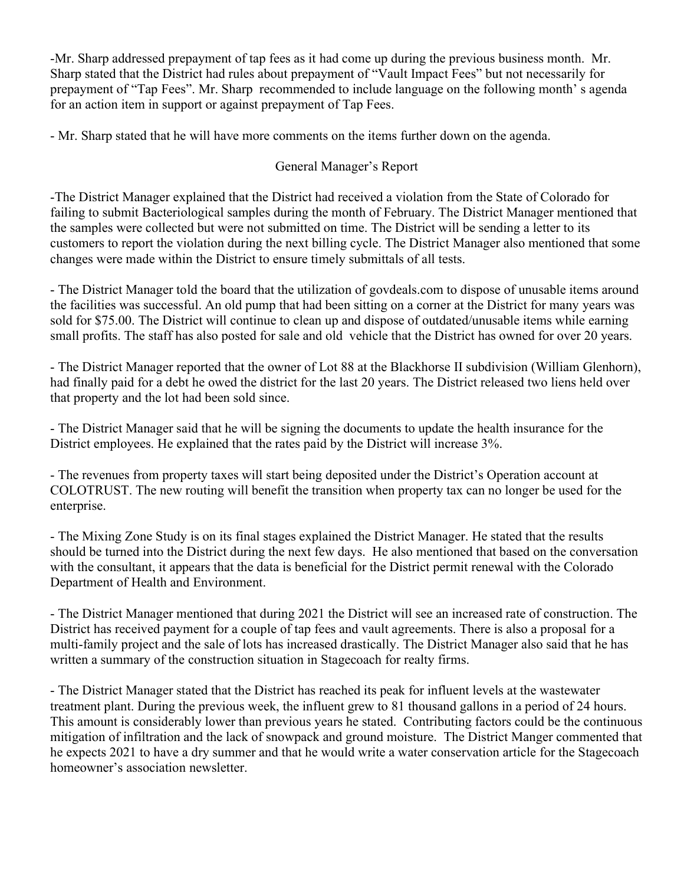-Mr. Sharp addressed prepayment of tap fees as it had come up during the previous business month. Mr. Sharp stated that the District had rules about prepayment of "Vault Impact Fees" but not necessarily for prepayment of "Tap Fees". Mr. Sharp recommended to include language on the following month' s agenda for an action item in support or against prepayment of Tap Fees.

- Mr. Sharp stated that he will have more comments on the items further down on the agenda.

## General Manager's Report

-The District Manager explained that the District had received a violation from the State of Colorado for failing to submit Bacteriological samples during the month of February. The District Manager mentioned that the samples were collected but were not submitted on time. The District will be sending a letter to its customers to report the violation during the next billing cycle. The District Manager also mentioned that some changes were made within the District to ensure timely submittals of all tests.

- The District Manager told the board that the utilization of govdeals.com to dispose of unusable items around the facilities was successful. An old pump that had been sitting on a corner at the District for many years was sold for $75.00. The District will continue to clean up and dispose of outdated/unusable items while earning small profits. The staff has also posted for sale and old vehicle that the District has owned for over 20 years.

- The District Manager reported that the owner of Lot 88 at the Blackhorse II subdivision (William Glenhorn), had finally paid for a debt he owed the district for the last 20 years. The District released two liens held over that property and the lot had been sold since.

- The District Manager said that he will be signing the documents to update the health insurance for the District employees. He explained that the rates paid by the District will increase 3%.

- The revenues from property taxes will start being deposited under the District's Operation account at COLOTRUST. The new routing will benefit the transition when property tax can no longer be used for the enterprise.

- The Mixing Zone Study is on its final stages explained the District Manager. He stated that the results should be turned into the District during the next few days. He also mentioned that based on the conversation with the consultant, it appears that the data is beneficial for the District permit renewal with the Colorado Department of Health and Environment.

- The District Manager mentioned that during 2021 the District will see an increased rate of construction. The District has received payment for a couple of tap fees and vault agreements. There is also a proposal for a multi-family project and the sale of lots has increased drastically. The District Manager also said that he has written a summary of the construction situation in Stagecoach for realty firms.

- The District Manager stated that the District has reached its peak for influent levels at the wastewater treatment plant. During the previous week, the influent grew to 81 thousand gallons in a period of 24 hours. This amount is considerably lower than previous years he stated. Contributing factors could be the continuous mitigation of infiltration and the lack of snowpack and ground moisture. The District Manger commented that he expects 2021 to have a dry summer and that he would write a water conservation article for the Stagecoach homeowner's association newsletter.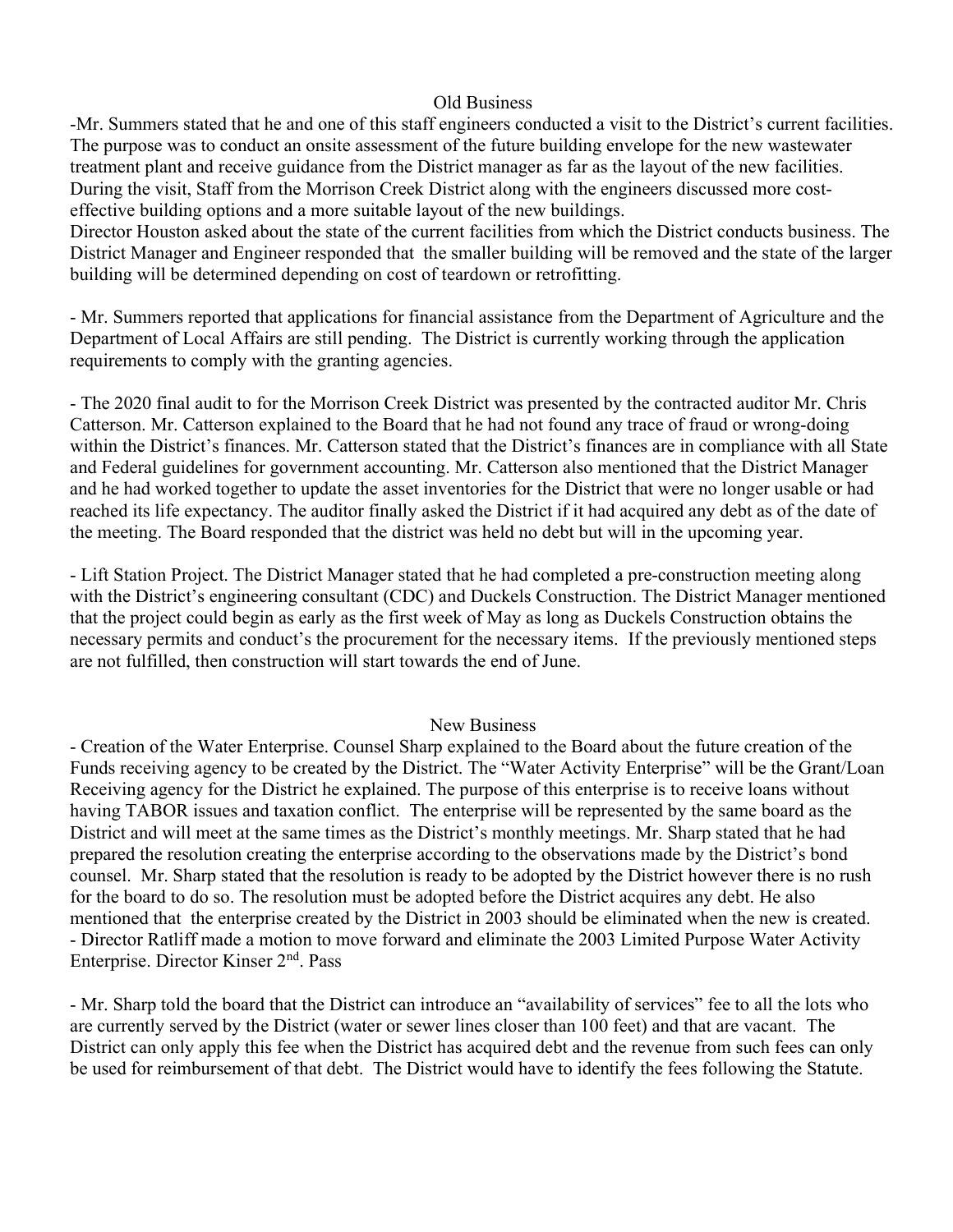## Old Business

-Mr. Summers stated that he and one of this staff engineers conducted a visit to the District's current facilities. The purpose was to conduct an onsite assessment of the future building envelope for the new wastewater treatment plant and receive guidance from the District manager as far as the layout of the new facilities. During the visit, Staff from the Morrison Creek District along with the engineers discussed more cost-effective building options and a more suitable layout of the new buildings.

Director Houston asked about the state of the current facilities from which the District conducts business. The District Manager and Engineer responded that the smaller building will be removed and the state of the larger building will be determined depending on cost of teardown or retrofitting.

- Mr. Summers reported that applications for financial assistance from the Department of Agriculture and the Department of Local Affairs are still pending. The District is currently working through the application requirements to comply with the granting agencies.

- The 2020 final audit to for the Morrison Creek District was presented by the contracted auditor Mr. Chris Catterson. Mr. Catterson explained to the Board that he had not found any trace of fraud or wrong-doing within the District's finances. Mr. Catterson stated that the District's finances are in compliance with all State and Federal guidelines for government accounting. Mr. Catterson also mentioned that the District Manager and he had worked together to update the asset inventories for the District that were no longer usable or had reached its life expectancy. The auditor finally asked the District if it had acquired any debt as of the date of the meeting. The Board responded that the district was held no debt but will in the upcoming year.

- Lift Station Project. The District Manager stated that he had completed a pre-construction meeting along with the District's engineering consultant (CDC) and Duckels Construction. The District Manager mentioned that the project could begin as early as the first week of May as long as Duckels Construction obtains the necessary permits and conduct's the procurement for the necessary items. If the previously mentioned steps are not fulfilled, then construction will start towards the end of June.

## New Business

- Creation of the Water Enterprise. Counsel Sharp explained to the Board about the future creation of the Funds receiving agency to be created by the District. The "Water Activity Enterprise" will be the Grant/Loan Receiving agency for the District he explained. The purpose of this enterprise is to receive loans without having TABOR issues and taxation conflict. The enterprise will be represented by the same board as the District and will meet at the same times as the District's monthly meetings. Mr. Sharp stated that he had prepared the resolution creating the enterprise according to the observations made by the District's bond counsel. Mr. Sharp stated that the resolution is ready to be adopted by the District however there is no rush for the board to do so. The resolution must be adopted before the District acquires any debt. He also mentioned that the enterprise created by the District in 2003 should be eliminated when the new is created.
- Director Ratliff made a motion to move forward and eliminate the 2003 Limited Purpose Water Activity Enterprise. Director Kinser 2nd. Pass

- Mr. Sharp told the board that the District can introduce an "availability of services" fee to all the lots who are currently served by the District (water or sewer lines closer than 100 feet) and that are vacant. The District can only apply this fee when the District has acquired debt and the revenue from such fees can only be used for reimbursement of that debt. The District would have to identify the fees following the Statute.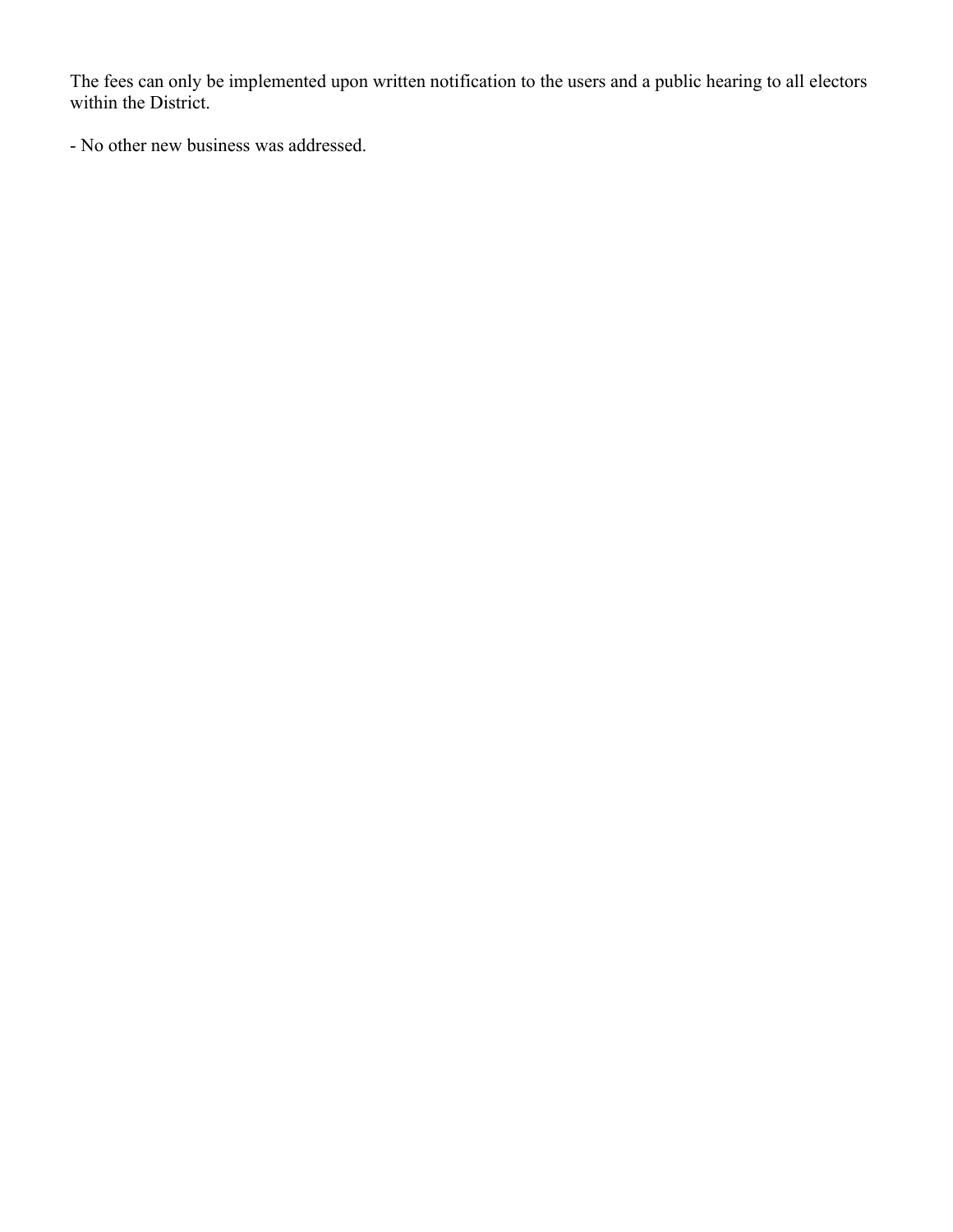The fees can only be implemented upon written notification to the users and a public hearing to all electors within the District.

- No other new business was addressed.